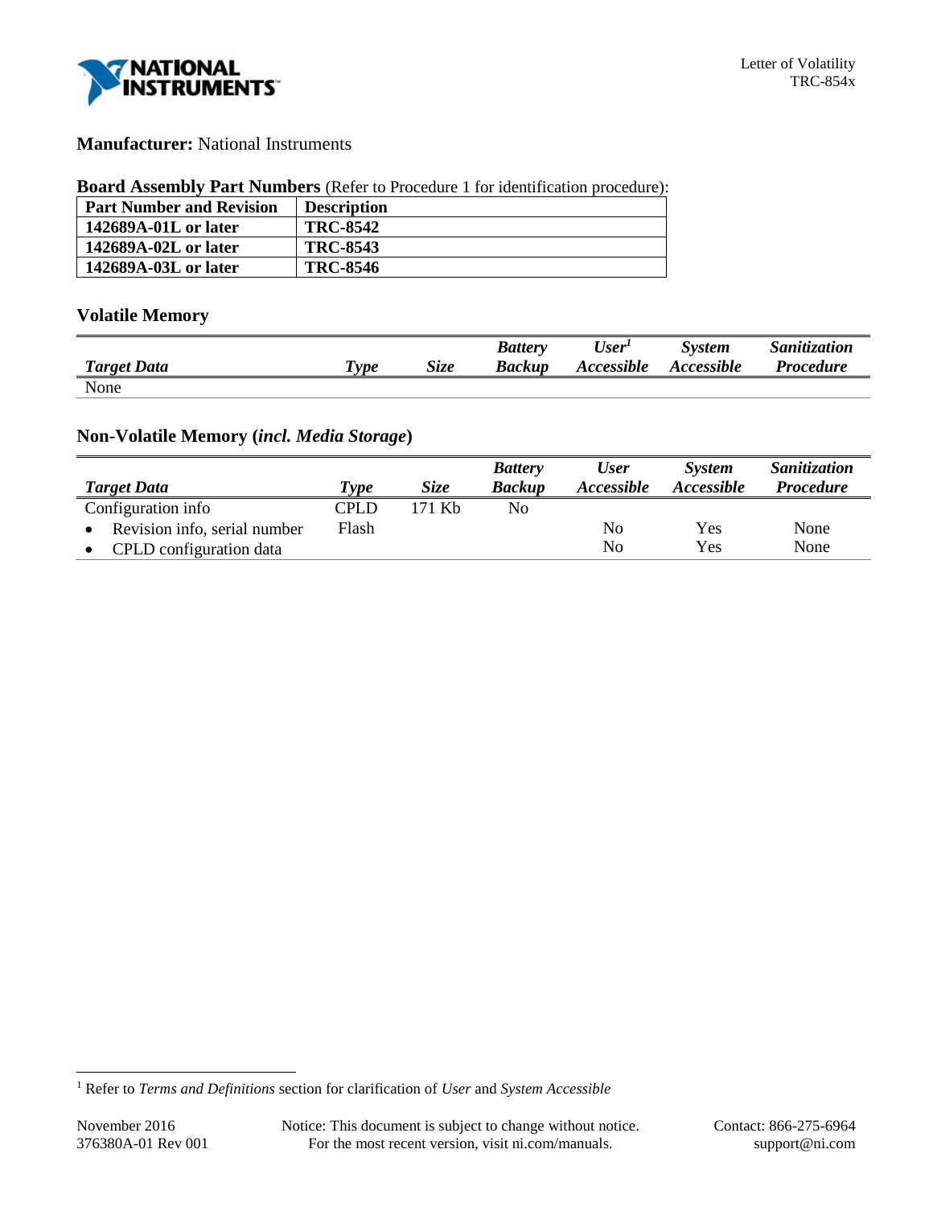Letter of Volatility
TRC-854x

**Manufacturer:** National Instruments

**Board Assembly Part Numbers** (Refer to Procedure 1 for identification procedure):

| Part Number and Revision | Description |
|---|---|
| **142689A-01L or later** | **TRC-8542** |
| **142689A-02L or later** | **TRC-8543** |
| **142689A-03L or later** | **TRC-8546** |

## Volatile Memory

| *Target Data* | *Type* | *Size* | *Battery Backup* | *User[1] Accessible* | *System Accessible* | *Sanitization Procedure* |
|---|---|---|---|---|---|---|
| None | | | | | | |

## Non-Volatile Memory (*incl. Media Storage*)

| *Target Data* | *Type* | *Size* | *Battery Backup* | *User Accessible* | *System Accessible* | *Sanitization Procedure* |
|---|---|---|---|---|---|---|
| Configuration info | CPLD Flash | 171 Kb | No | | | |
| • Revision info, serial number | | | | No | Yes | None |
| • CPLD configuration data | | | | No | Yes | None |

[1] Refer to *Terms and Definitions* section for clarification of *User* and *System Accessible*

November 2016
376380A-01 Rev 001

Notice: This document is subject to change without notice.
For the most recent version, visit ni.com/manuals.

Contact: 866-275-6964
support@ni.com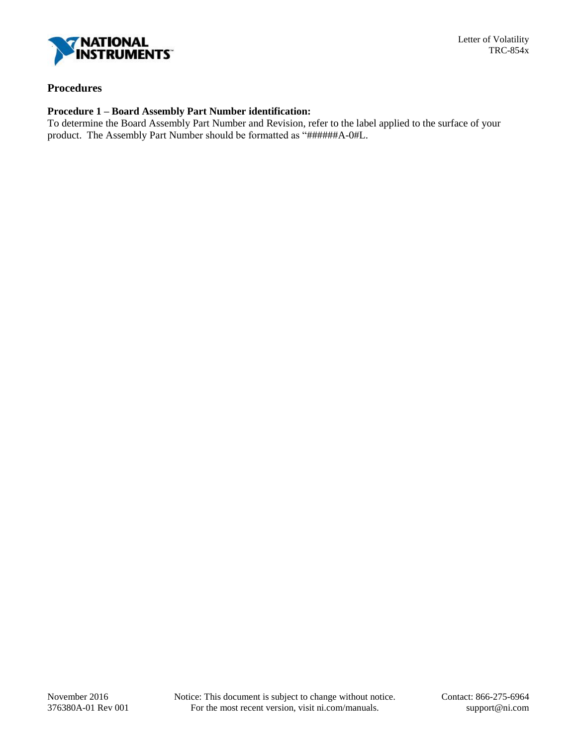## Procedures

### Procedure 1 – Board Assembly Part Number identification:

To determine the Board Assembly Part Number and Revision, refer to the label applied to the surface of your product. The Assembly Part Number should be formatted as "######A-0#L.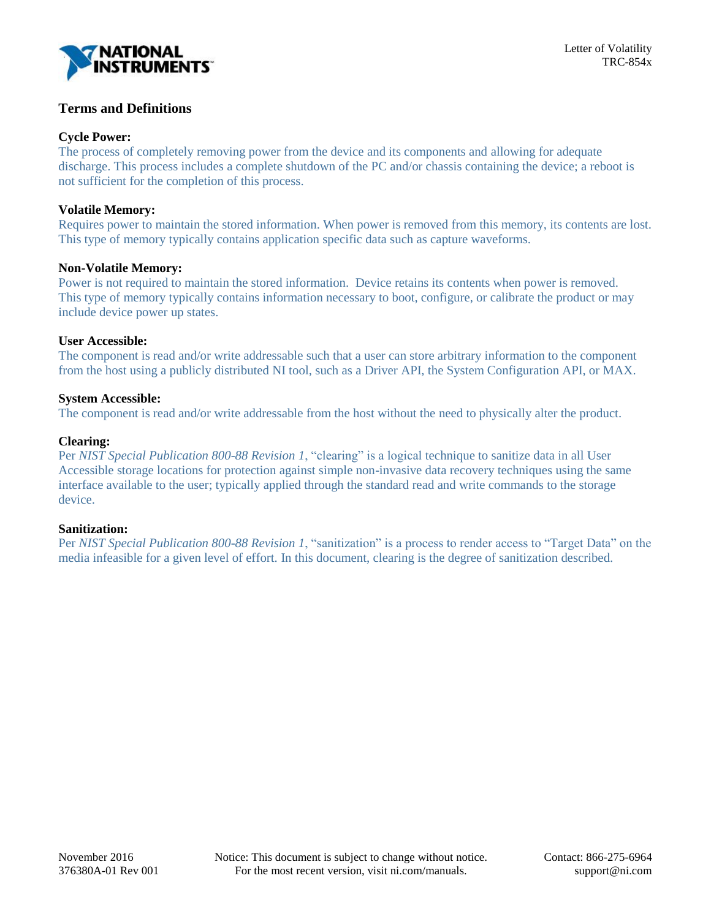## Terms and Definitions

**Cycle Power:**
The process of completely removing power from the device and its components and allowing for adequate discharge. This process includes a complete shutdown of the PC and/or chassis containing the device; a reboot is not sufficient for the completion of this process.

**Volatile Memory:**
Requires power to maintain the stored information. When power is removed from this memory, its contents are lost. This type of memory typically contains application specific data such as capture waveforms.

**Non-Volatile Memory:**
Power is not required to maintain the stored information. Device retains its contents when power is removed. This type of memory typically contains information necessary to boot, configure, or calibrate the product or may include device power up states.

**User Accessible:**
The component is read and/or write addressable such that a user can store arbitrary information to the component from the host using a publicly distributed NI tool, such as a Driver API, the System Configuration API, or MAX.

**System Accessible:**
The component is read and/or write addressable from the host without the need to physically alter the product.

**Clearing:**
Per *NIST Special Publication 800-88 Revision 1*, "clearing" is a logical technique to sanitize data in all User Accessible storage locations for protection against simple non-invasive data recovery techniques using the same interface available to the user; typically applied through the standard read and write commands to the storage device.

**Sanitization:**
Per *NIST Special Publication 800-88 Revision 1*, "sanitization" is a process to render access to "Target Data" on the media infeasible for a given level of effort. In this document, clearing is the degree of sanitization described.